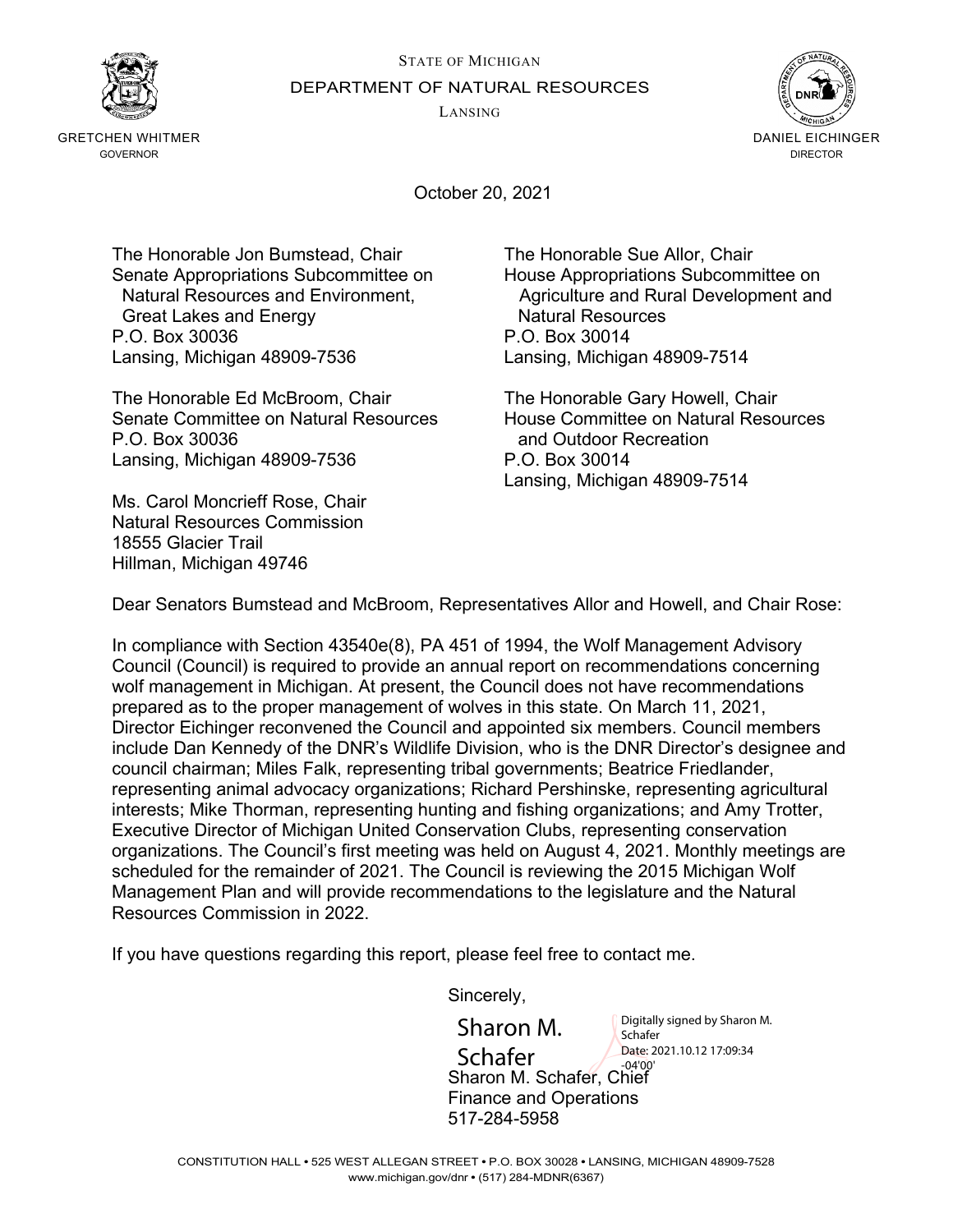STATE OF MICHIGAN

DEPARTMENT OF NATURAL RESOURCES

LANSING

GRETCHEN WHITMER
GOVERNOR

DANIEL EICHINGER
DIRECTOR

October 20, 2021

The Honorable Jon Bumstead, Chair
Senate Appropriations Subcommittee on Natural Resources and Environment, Great Lakes and Energy
P.O. Box 30036
Lansing, Michigan 48909-7536

The Honorable Sue Allor, Chair
House Appropriations Subcommittee on Agriculture and Rural Development and Natural Resources
P.O. Box 30014
Lansing, Michigan 48909-7514

The Honorable Ed McBroom, Chair
Senate Committee on Natural Resources
P.O. Box 30036
Lansing, Michigan 48909-7536

The Honorable Gary Howell, Chair
House Committee on Natural Resources and Outdoor Recreation
P.O. Box 30014
Lansing, Michigan 48909-7514

Ms. Carol Moncrieff Rose, Chair
Natural Resources Commission
18555 Glacier Trail
Hillman, Michigan 49746

Dear Senators Bumstead and McBroom, Representatives Allor and Howell, and Chair Rose:

In compliance with Section 43540e(8), PA 451 of 1994, the Wolf Management Advisory Council (Council) is required to provide an annual report on recommendations concerning wolf management in Michigan. At present, the Council does not have recommendations prepared as to the proper management of wolves in this state. On March 11, 2021, Director Eichinger reconvened the Council and appointed six members. Council members include Dan Kennedy of the DNR's Wildlife Division, who is the DNR Director's designee and council chairman; Miles Falk, representing tribal governments; Beatrice Friedlander, representing animal advocacy organizations; Richard Pershinske, representing agricultural interests; Mike Thorman, representing hunting and fishing organizations; and Amy Trotter, Executive Director of Michigan United Conservation Clubs, representing conservation organizations. The Council's first meeting was held on August 4, 2021. Monthly meetings are scheduled for the remainder of 2021. The Council is reviewing the 2015 Michigan Wolf Management Plan and will provide recommendations to the legislature and the Natural Resources Commission in 2022.

If you have questions regarding this report, please feel free to contact me.

Sincerely,

Sharon M. Schafer

Digitally signed by Sharon M. Schafer
Date: 2021.10.12 17:09:34 -04'00'

Sharon M. Schafer, Chief
Finance and Operations
517-284-5958

CONSTITUTION HALL • 525 WEST ALLEGAN STREET • P.O. BOX 30028 • LANSING, MICHIGAN 48909-7528
www.michigan.gov/dnr • (517) 284-MDNR(6367)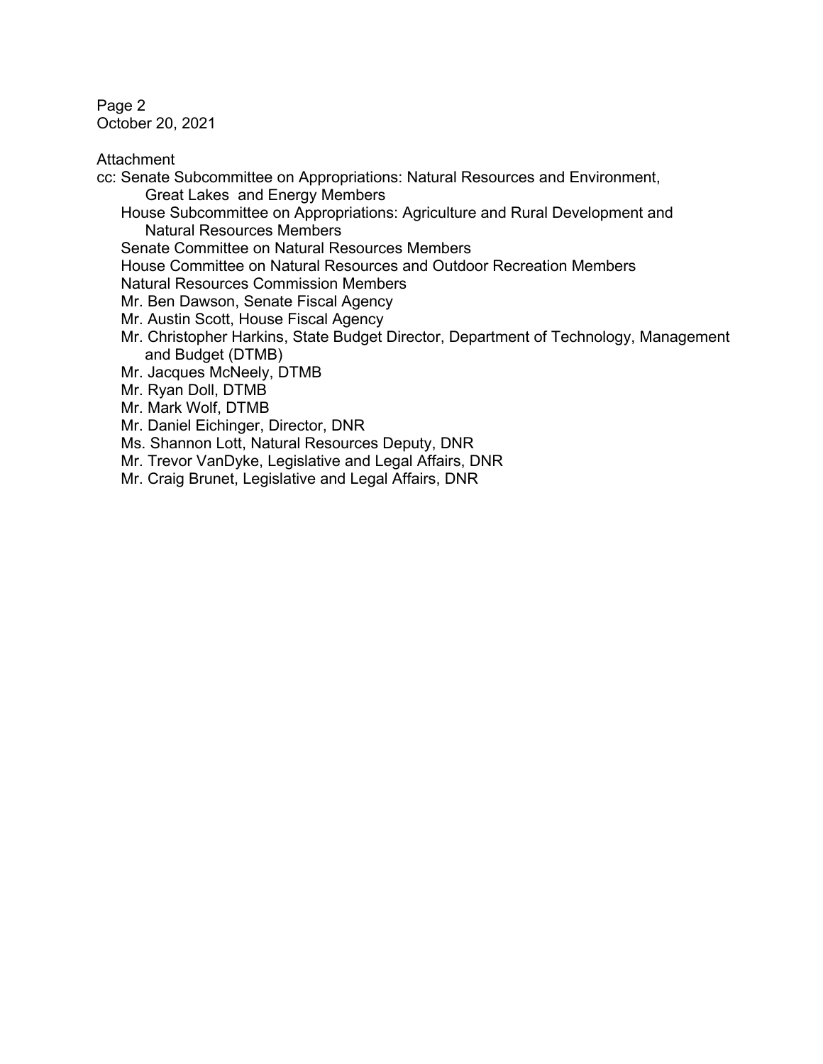Attachment

cc: Senate Subcommittee on Appropriations: Natural Resources and Environment, Great Lakes and Energy Members
House Subcommittee on Appropriations: Agriculture and Rural Development and Natural Resources Members
Senate Committee on Natural Resources Members
House Committee on Natural Resources and Outdoor Recreation Members
Natural Resources Commission Members
Mr. Ben Dawson, Senate Fiscal Agency
Mr. Austin Scott, House Fiscal Agency
Mr. Christopher Harkins, State Budget Director, Department of Technology, Management and Budget (DTMB)
Mr. Jacques McNeely, DTMB
Mr. Ryan Doll, DTMB
Mr. Mark Wolf, DTMB
Mr. Daniel Eichinger, Director, DNR
Ms. Shannon Lott, Natural Resources Deputy, DNR
Mr. Trevor VanDyke, Legislative and Legal Affairs, DNR
Mr. Craig Brunet, Legislative and Legal Affairs, DNR